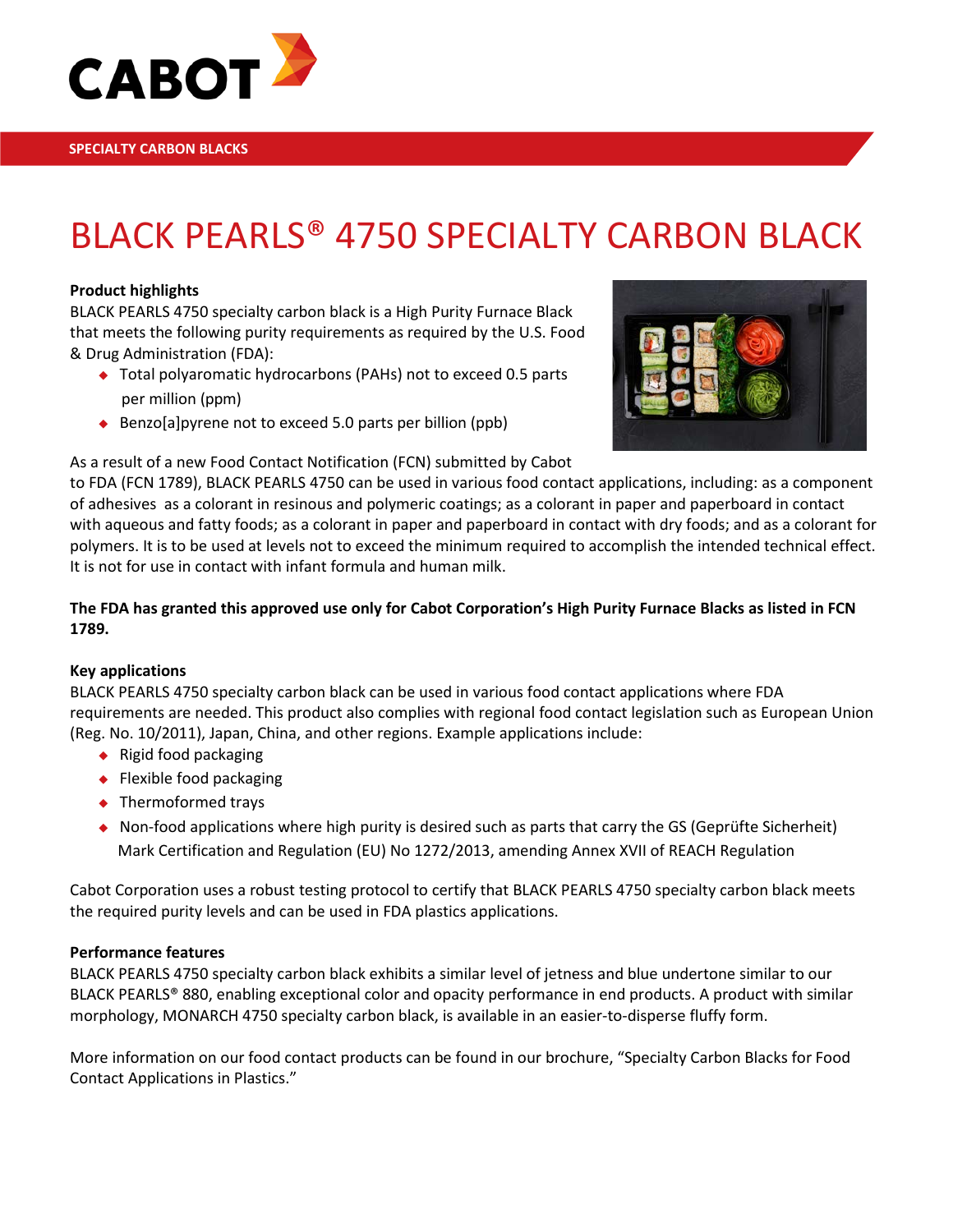SPECIALTY CARBON BLACKS

# BLACK PEARLS® 4750 SPECIALTY CARBON BLACK

**Product highlights**

BLACK PEARLS 4750 specialty carbon black is a High Purity Furnace Black that meets the following purity requirements as required by the U.S. Food & Drug Administration (FDA):

- Total polyaromatic hydrocarbons (PAHs) not to exceed 0.5 parts per million (ppm)
- Benzo[a]pyrene not to exceed 5.0 parts per billion (ppb)

As a result of a new Food Contact Notification (FCN) submitted by Cabot to FDA (FCN 1789), BLACK PEARLS 4750 can be used in various food contact applications, including: as a component of adhesives as a colorant in resinous and polymeric coatings; as a colorant in paper and paperboard in contact with aqueous and fatty foods; as a colorant in paper and paperboard in contact with dry foods; and as a colorant for polymers. It is to be used at levels not to exceed the minimum required to accomplish the intended technical effect. It is not for use in contact with infant formula and human milk.

**The FDA has granted this approved use only for Cabot Corporation's High Purity Furnace Blacks as listed in FCN 1789.**

**Key applications**

BLACK PEARLS 4750 specialty carbon black can be used in various food contact applications where FDA requirements are needed. This product also complies with regional food contact legislation such as European Union (Reg. No. 10/2011), Japan, China, and other regions. Example applications include:

- Rigid food packaging
- Flexible food packaging
- Thermoformed trays
- Non-food applications where high purity is desired such as parts that carry the GS (Geprüfte Sicherheit) Mark Certification and Regulation (EU) No 1272/2013, amending Annex XVII of REACH Regulation

Cabot Corporation uses a robust testing protocol to certify that BLACK PEARLS 4750 specialty carbon black meets the required purity levels and can be used in FDA plastics applications.

**Performance features**

BLACK PEARLS 4750 specialty carbon black exhibits a similar level of jetness and blue undertone similar to our BLACK PEARLS® 880, enabling exceptional color and opacity performance in end products. A product with similar morphology, MONARCH 4750 specialty carbon black, is available in an easier-to-disperse fluffy form.

More information on our food contact products can be found in our brochure, "Specialty Carbon Blacks for Food Contact Applications in Plastics."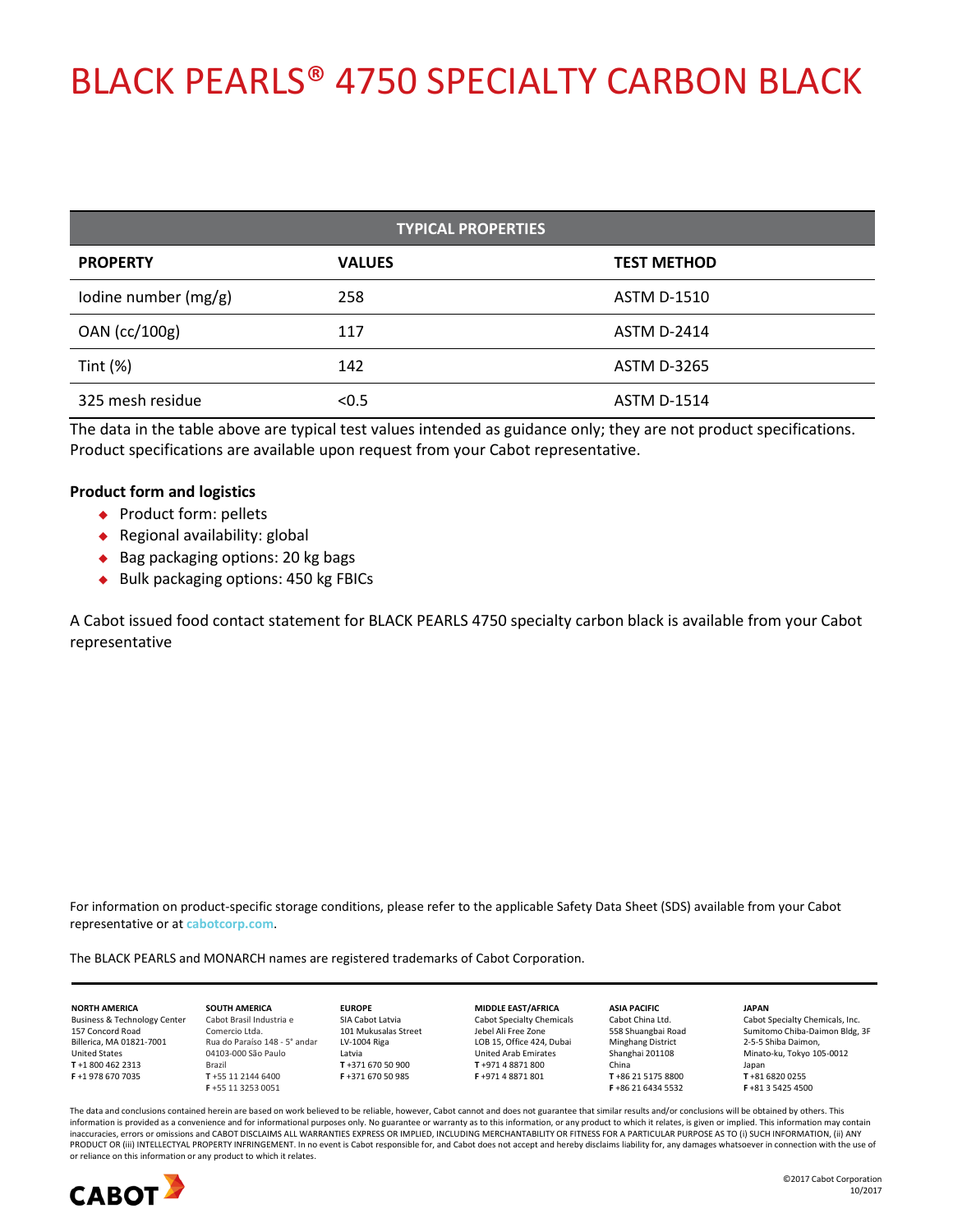# BLACK PEARLS® 4750 SPECIALTY CARBON BLACK

| TYPICAL PROPERTIES | | |
|---|---|---|
| **PROPERTY** | **VALUES** | **TEST METHOD** |
| Iodine number (mg/g) | 258 | ASTM D-1510 |
| OAN (cc/100g) | 117 | ASTM D-2414 |
| Tint (%) | 142 | ASTM D-3265 |
| 325 mesh residue | <0.5 | ASTM D-1514 |

The data in the table above are typical test values intended as guidance only; they are not product specifications. Product specifications are available upon request from your Cabot representative.

**Product form and logistics**

- Product form: pellets
- Regional availability: global
- Bag packaging options: 20 kg bags
- Bulk packaging options: 450 kg FBICs

A Cabot issued food contact statement for BLACK PEARLS 4750 specialty carbon black is available from your Cabot representative

For information on product-specific storage conditions, please refer to the applicable Safety Data Sheet (SDS) available from your Cabot representative or at cabotcorp.com.

The BLACK PEARLS and MONARCH names are registered trademarks of Cabot Corporation.

**NORTH AMERICA**
Business & Technology Center
157 Concord Road
Billerica, MA 01821-7001
United States
**T** +1 800 462 2313
**F** +1 978 670 7035

**SOUTH AMERICA**
Cabot Brasil Industria e Comercio Ltda.
Rua do Paraíso 148 - 5° andar
04103-000 São Paulo
Brazil
**T** +55 11 2144 6400
**F** +55 11 3253 0051

**EUROPE**
SIA Cabot Latvia
101 Mukusalas Street
LV-1004 Riga
Latvia
**T** +371 670 50 900
**F** +371 670 50 985

**MIDDLE EAST/AFRICA**
Cabot Specialty Chemicals
Jebel Ali Free Zone
LOB 15, Office 424, Dubai
United Arab Emirates
**T** +971 4 8871 800
**F** +971 4 8871 801

**ASIA PACIFIC**
Cabot China Ltd.
558 Shuangbai Road
Minghang District
Shanghai 201108
China
**T** +86 21 5175 8800
**F** +86 21 6434 5532

**JAPAN**
Cabot Specialty Chemicals, Inc.
Sumitomo Chiba-Daimon Bldg, 3F
2-5-5 Shiba Daimon,
Minato-ku, Tokyo 105-0012
Japan
**T** +81 6820 0255
**F** +81 3 5425 4500

The data and conclusions contained herein are based on work believed to be reliable, however, Cabot cannot and does not guarantee that similar results and/or conclusions will be obtained by others. This information is provided as a convenience and for informational purposes only. No guarantee or warranty as to this information, or any product to which it relates, is given or implied. This information may contain inaccuracies, errors or omissions and CABOT DISCLAIMS ALL WARRANTIES EXPRESS OR IMPLIED, INCLUDING MERCHANTABILITY OR FITNESS FOR A PARTICULAR PURPOSE AS TO (i) SUCH INFORMATION, (ii) ANY PRODUCT OR (iii) INTELLECTYAL PROPERTY INFRINGEMENT. In no event is Cabot responsible for, and Cabot does not accept and hereby disclaims liability for, any damages whatsoever in connection with the use of or reliance on this information or any product to which it relates.

CABOT

©2017 Cabot Corporation
10/2017